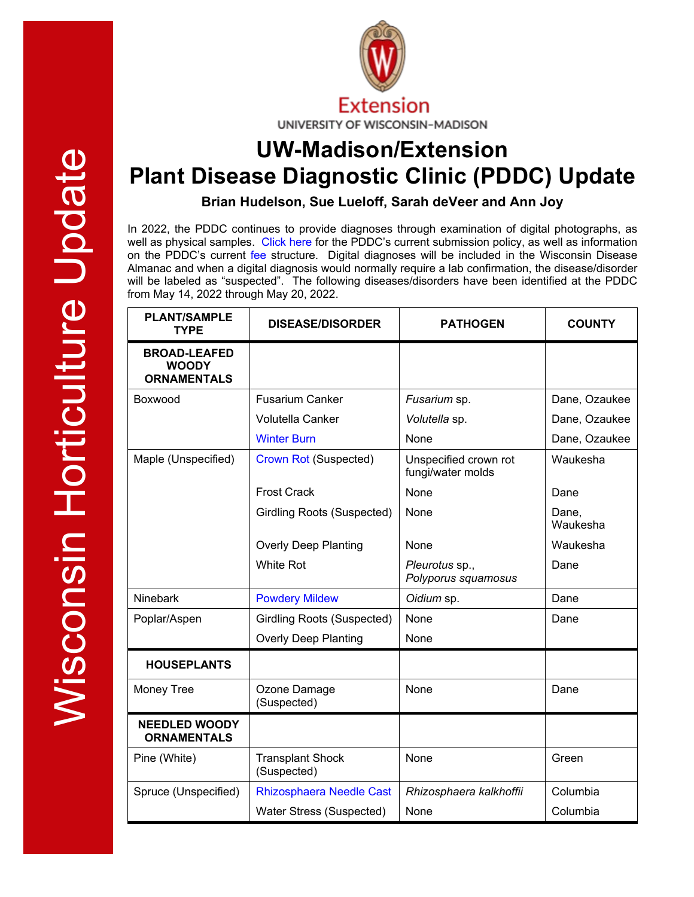Wisconsin Horticulture Update

Extension
UNIVERSITY OF WISCONSIN-MADISON

# UW-Madison/Extension Plant Disease Diagnostic Clinic (PDDC) Update

**Brian Hudelson, Sue Lueloff, Sarah deVeer and Ann Joy**

In 2022, the PDDC continues to provide diagnoses through examination of digital photographs, as well as physical samples. Click here for the PDDC's current submission policy, as well as information on the PDDC's current fee structure. Digital diagnoses will be included in the Wisconsin Disease Almanac and when a digital diagnosis would normally require a lab confirmation, the disease/disorder will be labeled as "suspected". The following diseases/disorders have been identified at the PDDC from May 14, 2022 through May 20, 2022.

| PLANT/SAMPLE TYPE | DISEASE/DISORDER | PATHOGEN | COUNTY |
|---|---|---|---|
| **BROAD-LEAFED WOODY ORNAMENTALS** | | | |
| Boxwood | Fusarium Canker | *Fusarium* sp. | Dane, Ozaukee |
| | Volutella Canker | *Volutella* sp. | Dane, Ozaukee |
| | Winter Burn | None | Dane, Ozaukee |
| Maple (Unspecified) | Crown Rot (Suspected) | Unspecified crown rot fungi/water molds | Waukesha |
| | Frost Crack | None | Dane |
| | Girdling Roots (Suspected) | None | Dane, Waukesha |
| | Overly Deep Planting | None | Waukesha |
| | White Rot | *Pleurotus* sp., *Polyporus squamosus* | Dane |
| Ninebark | Powdery Mildew | *Oidium* sp. | Dane |
| Poplar/Aspen | Girdling Roots (Suspected) | None | Dane |
| | Overly Deep Planting | None | |
| **HOUSEPLANTS** | | | |
| Money Tree | Ozone Damage (Suspected) | None | Dane |
| **NEEDLED WOODY ORNAMENTALS** | | | |
| Pine (White) | Transplant Shock (Suspected) | None | Green |
| Spruce (Unspecified) | Rhizosphaera Needle Cast | *Rhizosphaera kalkhoffii* | Columbia |
| | Water Stress (Suspected) | None | Columbia |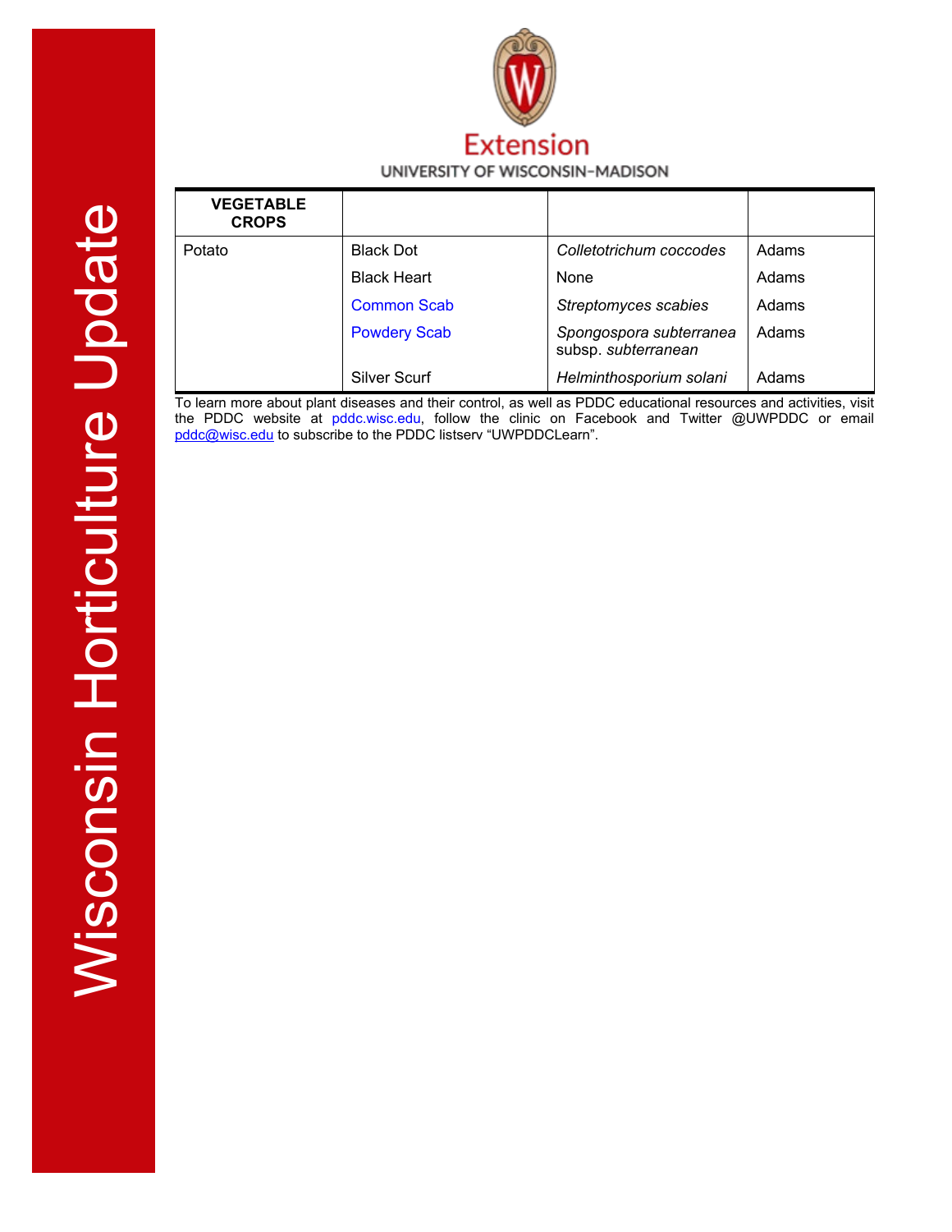| VEGETABLE CROPS | | | |
|---|---|---|---|
| Potato | Black Dot | *Colletotrichum coccodes* | Adams |
| | Black Heart | None | Adams |
| | Common Scab | *Streptomyces scabies* | Adams |
| | Powdery Scab | *Spongospora subterranea* subsp. *subterranean* | Adams |
| | Silver Scurf | *Helminthosporium solani* | Adams |

To learn more about plant diseases and their control, as well as PDDC educational resources and activities, visit the PDDC website at pddc.wisc.edu, follow the clinic on Facebook and Twitter @UWPDDC or email pddc@wisc.edu to subscribe to the PDDC listserv "UWPDDCLearn".